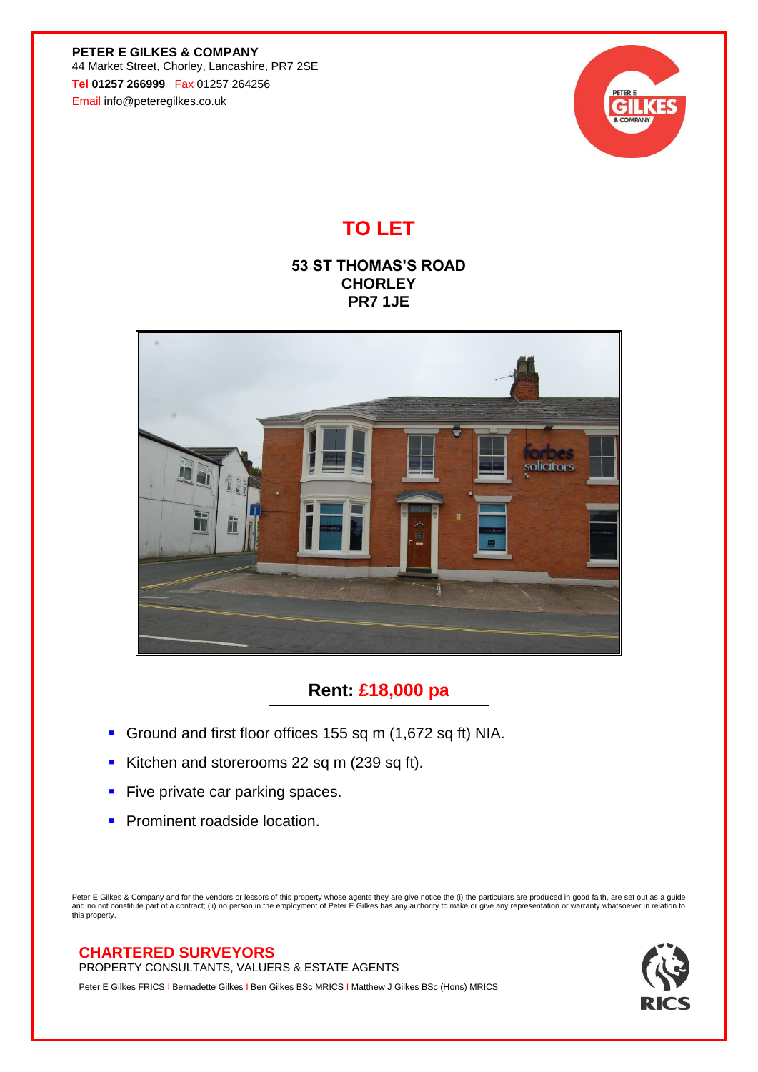**PETER E GILKES & COMPANY**
44 Market Street, Chorley, Lancashire, PR7 2SE
**Tel 01257 266999** Fax 01257 264256
Email info@peteregilkes.co.uk

# TO LET

## 53 ST THOMAS'S ROAD
## CHORLEY
## PR7 1JE

## Rent: £18,000 pa

- Ground and first floor offices 155 sq m (1,672 sq ft) NIA.
- Kitchen and storerooms 22 sq m (239 sq ft).
- Five private car parking spaces.
- Prominent roadside location.

Peter E Gilkes & Company and for the vendors or lessors of this property whose agents they are give notice the (i) the particulars are produced in good faith, are set out as a guide and no not constitute part of a contract; (ii) no person in the employment of Peter E Gilkes has any authority to make or give any representation or warranty whatsoever in relation to this property.

**CHARTERED SURVEYORS**
PROPERTY CONSULTANTS, VALUERS & ESTATE AGENTS

Peter E Gilkes FRICS I Bernadette Gilkes I Ben Gilkes BSc MRICS I Matthew J Gilkes BSc (Hons) MRICS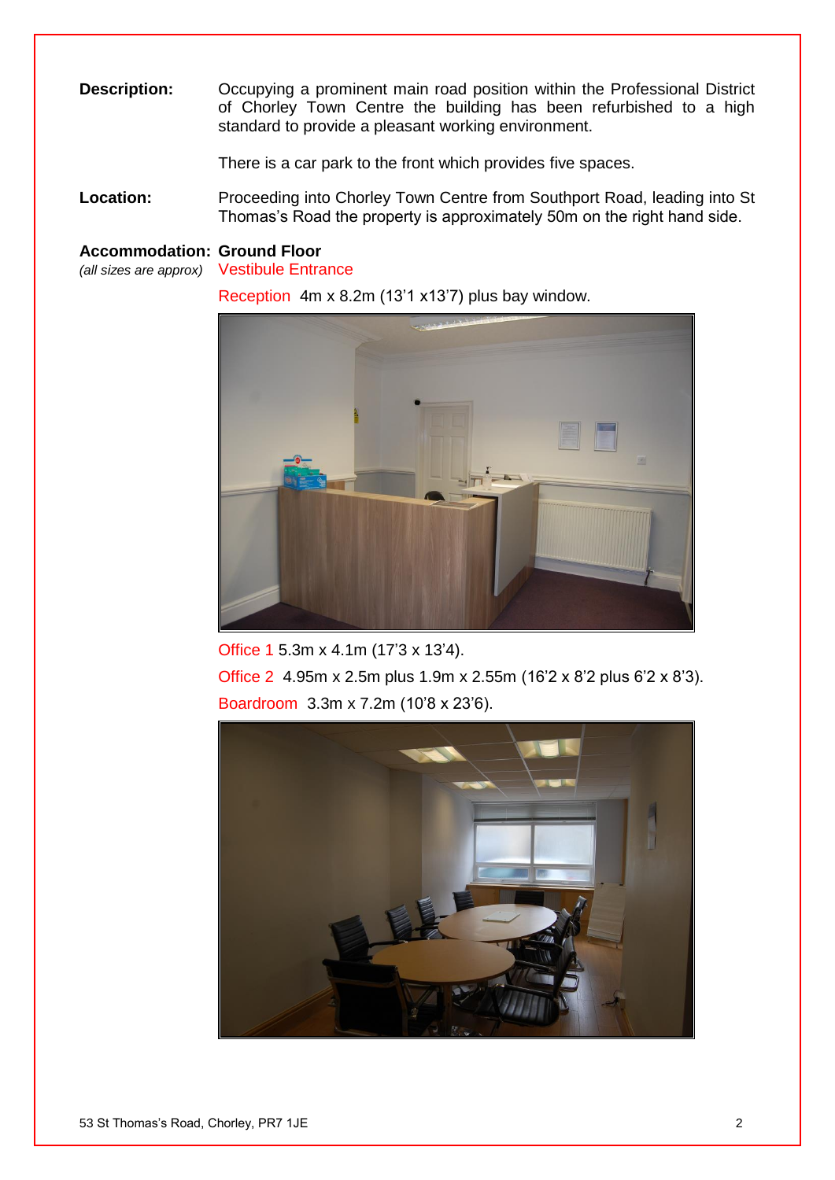**Description:** Occupying a prominent main road position within the Professional District of Chorley Town Centre the building has been refurbished to a high standard to provide a pleasant working environment.

There is a car park to the front which provides five spaces.

**Location:** Proceeding into Chorley Town Centre from Southport Road, leading into St Thomas's Road the property is approximately 50m on the right hand side.

**Accommodation:** **Ground Floor**
*(all sizes are approx)*

Vestibule Entrance

Reception 4m x 8.2m (13'1 x13'7) plus bay window.

Office 1 5.3m x 4.1m (17'3 x 13'4).

Office 2 4.95m x 2.5m plus 1.9m x 2.55m (16'2 x 8'2 plus 6'2 x 8'3).

Boardroom 3.3m x 7.2m (10'8 x 23'6).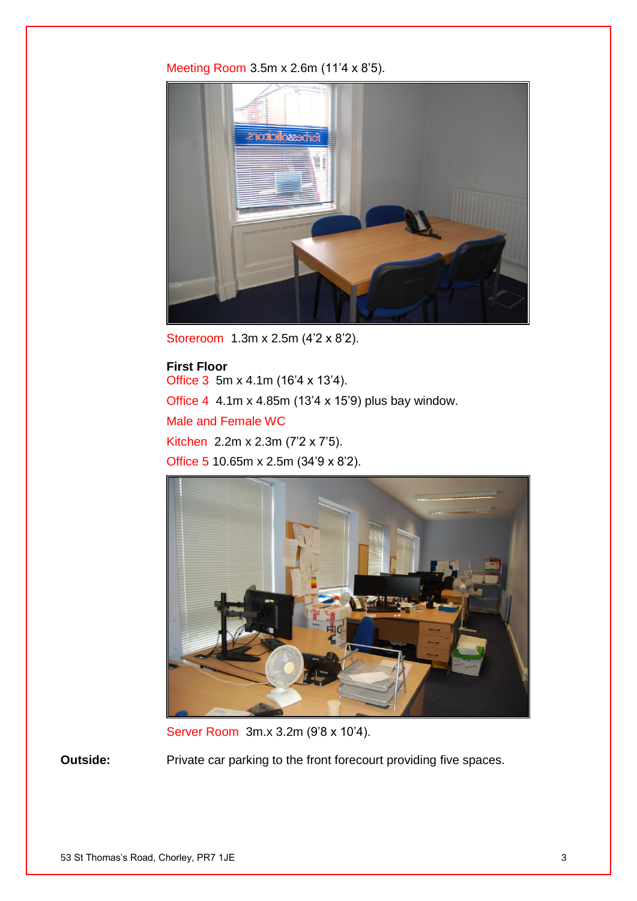Meeting Room 3.5m x 2.6m (11'4 x 8'5).

Storeroom 1.3m x 2.5m (4'2 x 8'2).

**First Floor**

Office 3 5m x 4.1m (16'4 x 13'4).

Office 4 4.1m x 4.85m (13'4 x 15'9) plus bay window.

Male and Female WC

Kitchen 2.2m x 2.3m (7'2 x 7'5).

Office 5 10.65m x 2.5m (34'9 x 8'2).

Server Room 3m.x 3.2m (9'8 x 10'4).

**Outside:** Private car parking to the front forecourt providing five spaces.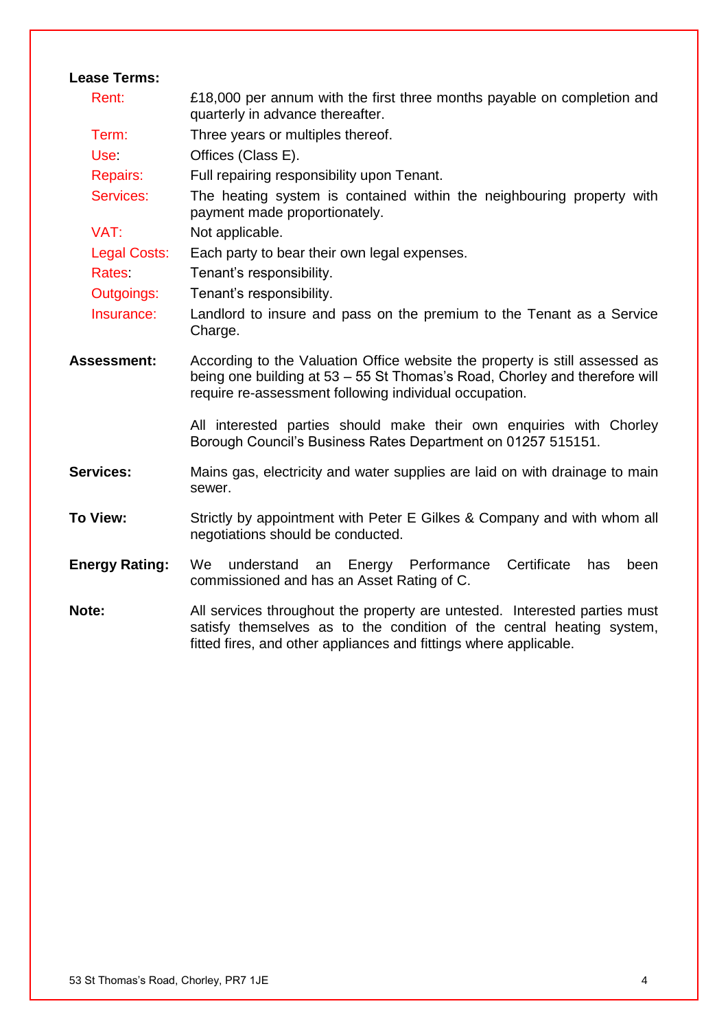**Lease Terms:**

| | |
|---|---|
| Rent: | £18,000 per annum with the first three months payable on completion and quarterly in advance thereafter. |
| Term: | Three years or multiples thereof. |
| Use: | Offices (Class E). |
| Repairs: | Full repairing responsibility upon Tenant. |
| Services: | The heating system is contained within the neighbouring property with payment made proportionately. |
| VAT: | Not applicable. |
| Legal Costs: | Each party to bear their own legal expenses. |
| Rates: | Tenant's responsibility. |
| Outgoings: | Tenant's responsibility. |
| Insurance: | Landlord to insure and pass on the premium to the Tenant as a Service Charge. |

**Assessment:** According to the Valuation Office website the property is still assessed as being one building at 53 – 55 St Thomas's Road, Chorley and therefore will require re-assessment following individual occupation.

All interested parties should make their own enquiries with Chorley Borough Council's Business Rates Department on 01257 515151.

**Services:** Mains gas, electricity and water supplies are laid on with drainage to main sewer.

**To View:** Strictly by appointment with Peter E Gilkes & Company and with whom all negotiations should be conducted.

**Energy Rating:** We understand an Energy Performance Certificate has been commissioned and has an Asset Rating of C.

**Note:** All services throughout the property are untested. Interested parties must satisfy themselves as to the condition of the central heating system, fitted fires, and other appliances and fittings where applicable.